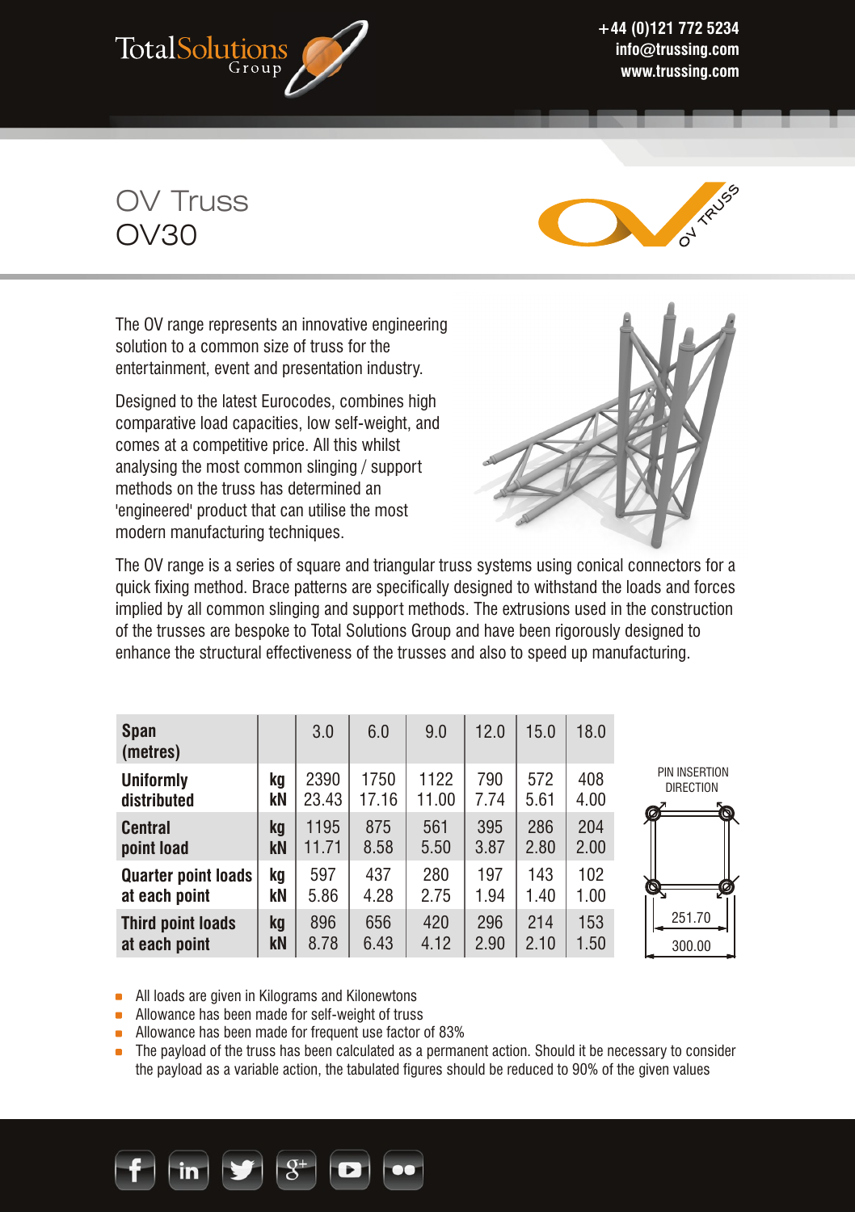# OV Truss
## OV30

The OV range represents an innovative engineering solution to a common size of truss for the entertainment, event and presentation industry.

Designed to the latest Eurocodes, combines high comparative load capacities, low self-weight, and comes at a competitive price. All this whilst analysing the most common slinging / support methods on the truss has determined an 'engineered' product that can utilise the most modern manufacturing techniques.

The OV range is a series of square and triangular truss systems using conical connectors for a quick fixing method. Brace patterns are specifically designed to withstand the loads and forces implied by all common slinging and support methods. The extrusions used in the construction of the trusses are bespoke to Total Solutions Group and have been rigorously designed to enhance the structural effectiveness of the trusses and also to speed up manufacturing.

| Span (metres) | | 3.0 | 6.0 | 9.0 | 12.0 | 15.0 | 18.0 |
|---|---|---|---|---|---|---|---|
| **Uniformly distributed** | kg | 2390 | 1750 | 1122 | 790 | 572 | 408 |
| | kN | 23.43 | 17.16 | 11.00 | 7.74 | 5.61 | 4.00 |
| **Central point load** | kg | 1195 | 875 | 561 | 395 | 286 | 204 |
| | kN | 11.71 | 8.58 | 5.50 | 3.87 | 2.80 | 2.00 |
| **Quarter point loads at each point** | kg | 597 | 437 | 280 | 197 | 143 | 102 |
| | kN | 5.86 | 4.28 | 2.75 | 1.94 | 1.40 | 1.00 |
| **Third point loads at each point** | kg | 896 | 656 | 420 | 296 | 214 | 153 |
| | kN | 8.78 | 6.43 | 4.12 | 2.90 | 2.10 | 1.50 |

PIN INSERTION DIRECTION

251.70

300.00

- All loads are given in Kilograms and Kilonewtons
- Allowance has been made for self-weight of truss
- Allowance has been made for frequent use factor of 83%
- The payload of the truss has been calculated as a permanent action. Should it be necessary to consider the payload as a variable action, the tabulated figures should be reduced to 90% of the given values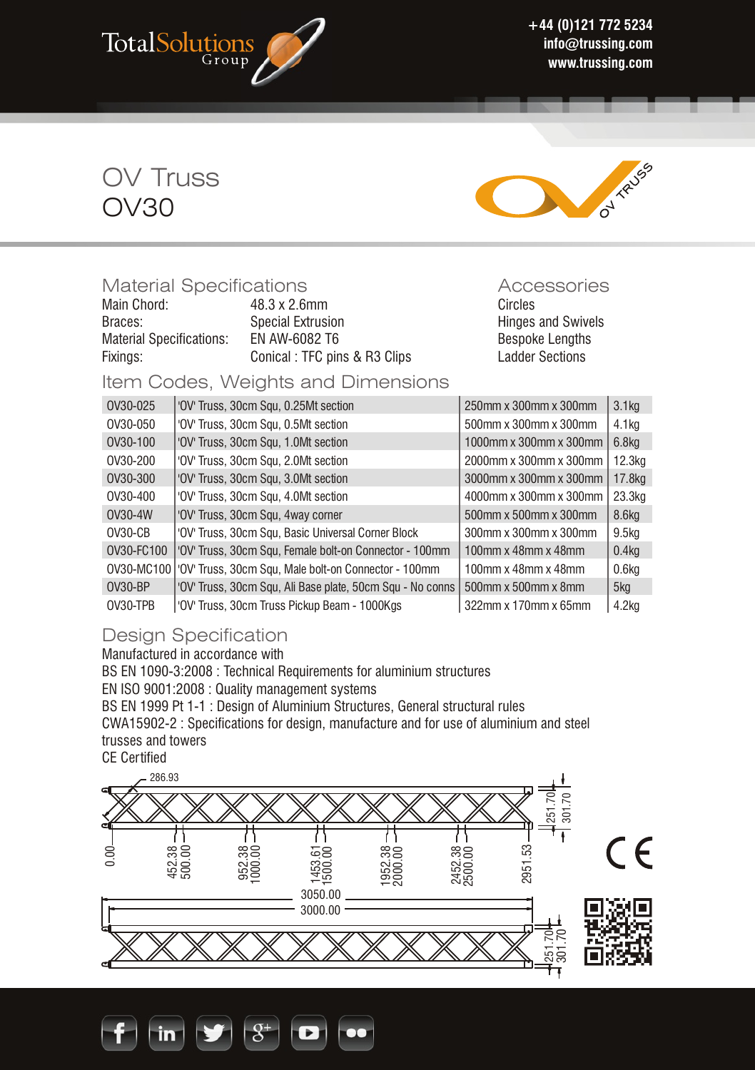# OV Truss
## OV30

### Material Specifications

Main Chord: 48.3 x 2.6mm
Braces: Special Extrusion
Material Specifications: EN AW-6082 T6
Fixings: Conical : TFC pins & R3 Clips

### Accessories

Circles
Hinges and Swivels
Bespoke Lengths
Ladder Sections

### Item Codes, Weights and Dimensions

| | | | |
|---|---|---|---|
| OV30-025 | 'OV' Truss, 30cm Squ, 0.25Mt section | 250mm x 300mm x 300mm | 3.1kg |
| OV30-050 | 'OV' Truss, 30cm Squ, 0.5Mt section | 500mm x 300mm x 300mm | 4.1kg |
| OV30-100 | 'OV' Truss, 30cm Squ, 1.0Mt section | 1000mm x 300mm x 300mm | 6.8kg |
| OV30-200 | 'OV' Truss, 30cm Squ, 2.0Mt section | 2000mm x 300mm x 300mm | 12.3kg |
| OV30-300 | 'OV' Truss, 30cm Squ, 3.0Mt section | 3000mm x 300mm x 300mm | 17.8kg |
| OV30-400 | 'OV' Truss, 30cm Squ, 4.0Mt section | 4000mm x 300mm x 300mm | 23.3kg |
| OV30-4W | 'OV' Truss, 30cm Squ, 4way corner | 500mm x 500mm x 300mm | 8.6kg |
| OV30-CB | 'OV' Truss, 30cm Squ, Basic Universal Corner Block | 300mm x 300mm x 300mm | 9.5kg |
| OV30-FC100 | 'OV' Truss, 30cm Squ, Female bolt-on Connector - 100mm | 100mm x 48mm x 48mm | 0.4kg |
| OV30-MC100 | 'OV' Truss, 30cm Squ, Male bolt-on Connector - 100mm | 100mm x 48mm x 48mm | 0.6kg |
| OV30-BP | 'OV' Truss, 30cm Squ, Ali Base plate, 50cm Squ - No conns | 500mm x 500mm x 8mm | 5kg |
| OV30-TPB | 'OV' Truss, 30cm Truss Pickup Beam - 1000Kgs | 322mm x 170mm x 65mm | 4.2kg |

### Design Specification

Manufactured in accordance with
BS EN 1090-3:2008 : Technical Requirements for aluminium structures
EN ISO 9001:2008 : Quality management systems
BS EN 1999 Pt 1-1 : Design of Aluminium Structures, General structural rules
CWA15902-2 : Specifications for design, manufacture and for use of aluminium and steel trusses and towers
CE Certified

286.93
0.00
452.38
500.00
952.38
1000.00
1453.61
1500.00
1952.38
2000.00
2452.38
2500.00
2951.53
251.70
301.70
3050.00
3000.00
251.70
301.70